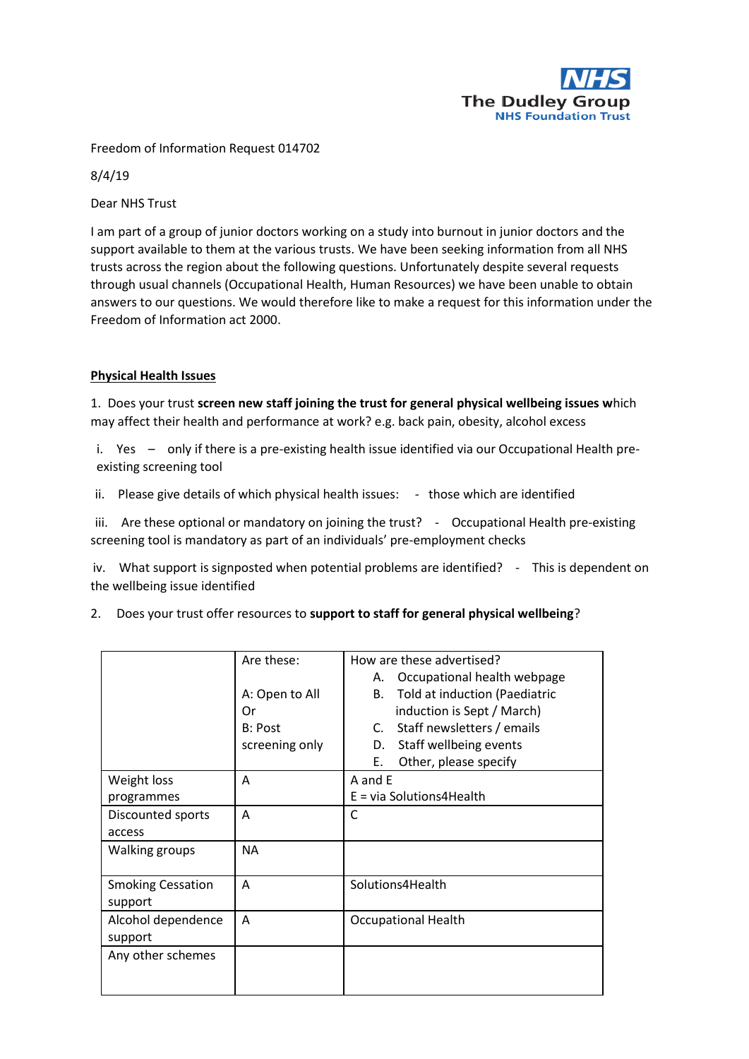The Dudley Group NHS Foundation Trust

Freedom of Information Request 014702

8/4/19

Dear NHS Trust

I am part of a group of junior doctors working on a study into burnout in junior doctors and the support available to them at the various trusts. We have been seeking information from all NHS trusts across the region about the following questions. Unfortunately despite several requests through usual channels (Occupational Health, Human Resources) we have been unable to obtain answers to our questions. We would therefore like to make a request for this information under the Freedom of Information act 2000.

**Physical Health Issues**

1. Does your trust **screen new staff joining the trust for general physical wellbeing issues w**hich may affect their health and performance at work? e.g. back pain, obesity, alcohol excess

 i. Yes – only if there is a pre-existing health issue identified via our Occupational Health pre-existing screening tool

 ii. Please give details of which physical health issues: - those which are identified

 iii. Are these optional or mandatory on joining the trust? - Occupational Health pre-existing screening tool is mandatory as part of an individuals' pre-employment checks

 iv. What support is signposted when potential problems are identified? - This is dependent on the wellbeing issue identified

2. Does your trust offer resources to **support to staff for general physical wellbeing**?

| | Are these:<br><br>A: Open to All<br>Or<br>B: Post screening only | How are these advertised?<br>A. Occupational health webpage<br>B. Told at induction (Paediatric induction is Sept / March)<br>C. Staff newsletters / emails<br>D. Staff wellbeing events<br>E. Other, please specify |
|---|---|---|
| Weight loss programmes | A | A and E<br>E = via Solutions4Health |
| Discounted sports access | A | C |
| Walking groups | NA | |
| Smoking Cessation support | A | Solutions4Health |
| Alcohol dependence support | A | Occupational Health |
| Any other schemes | | |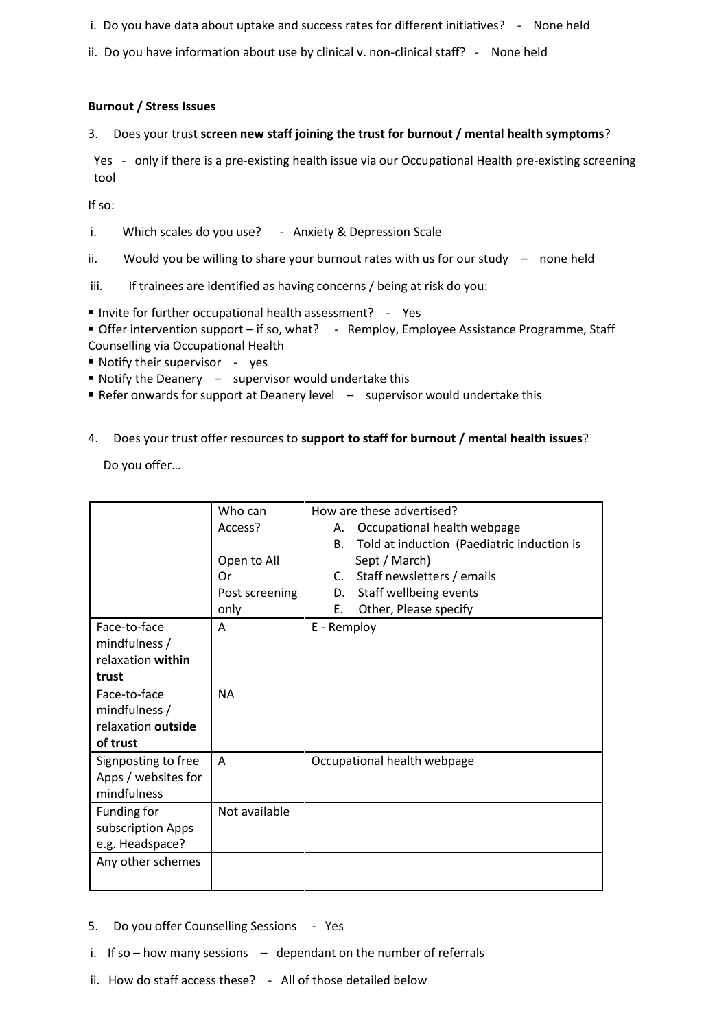i. Do you have data about uptake and success rates for different initiatives? - None held

ii. Do you have information about use by clinical v. non-clinical staff? - None held

**Burnout / Stress Issues**

3. Does your trust **screen new staff joining the trust for burnout / mental health symptoms**?

Yes - only if there is a pre-existing health issue via our Occupational Health pre-existing screening tool

If so:

i. Which scales do you use? - Anxiety & Depression Scale

ii. Would you be willing to share your burnout rates with us for our study – none held

iii. If trainees are identified as having concerns / being at risk do you:

- Invite for further occupational health assessment? - Yes
- Offer intervention support – if so, what? - Remploy, Employee Assistance Programme, Staff Counselling via Occupational Health
- Notify their supervisor - yes
- Notify the Deanery – supervisor would undertake this
- Refer onwards for support at Deanery level – supervisor would undertake this

4. Does your trust offer resources to **support to staff for burnout / mental health issues**?

Do you offer…

| | Who can Access?<br><br>Open to All<br>Or<br>Post screening only | How are these advertised?<br>A. Occupational health webpage<br>B. Told at induction (Paediatric induction is Sept / March)<br>C. Staff newsletters / emails<br>D. Staff wellbeing events<br>E. Other, Please specify |
|---|---|---|
| Face-to-face mindfulness / relaxation **within trust** | A | E - Remploy |
| Face-to-face mindfulness / relaxation **outside of trust** | NA | |
| Signposting to free Apps / websites for mindfulness | A | Occupational health webpage |
| Funding for subscription Apps e.g. Headspace? | Not available | |
| Any other schemes | | |

5. Do you offer Counselling Sessions - Yes

i. If so – how many sessions – dependant on the number of referrals

ii. How do staff access these? - All of those detailed below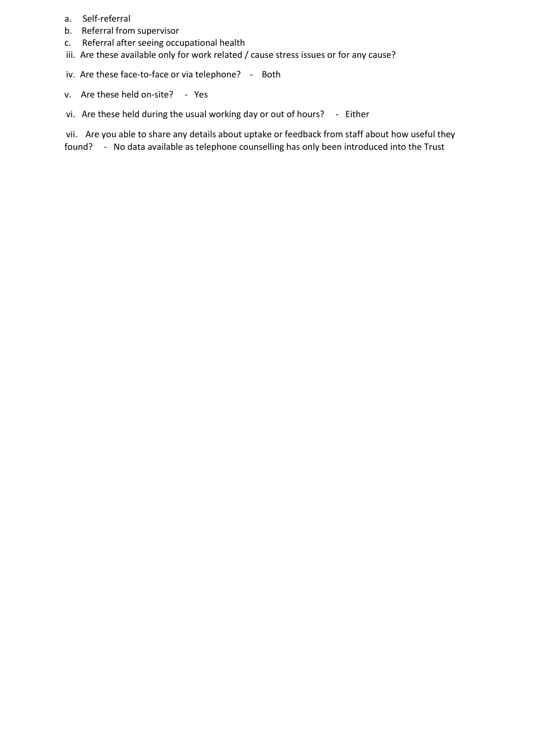a. Self-referral
b. Referral from supervisor
c. Referral after seeing occupational health

iii. Are these available only for work related / cause stress issues or for any cause?

iv. Are these face-to-face or via telephone? - Both

v. Are these held on-site? - Yes

vi. Are these held during the usual working day or out of hours? - Either

vii. Are you able to share any details about uptake or feedback from staff about how useful they found? - No data available as telephone counselling has only been introduced into the Trust